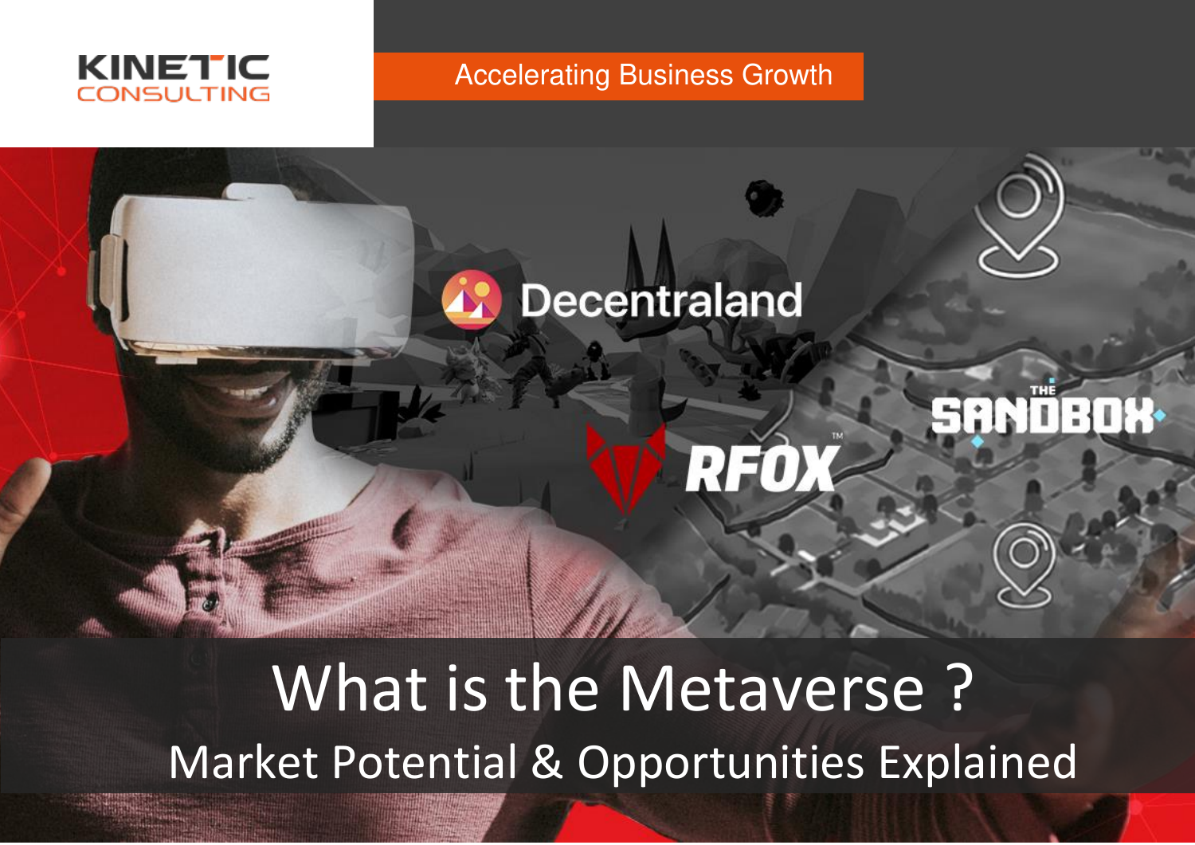KINETIC CONSULTING

Accelerating Business Growth

Decentraland

RFOX

THE SANDBOX

# What is the Metaverse ?

## Market Potential & Opportunities Explained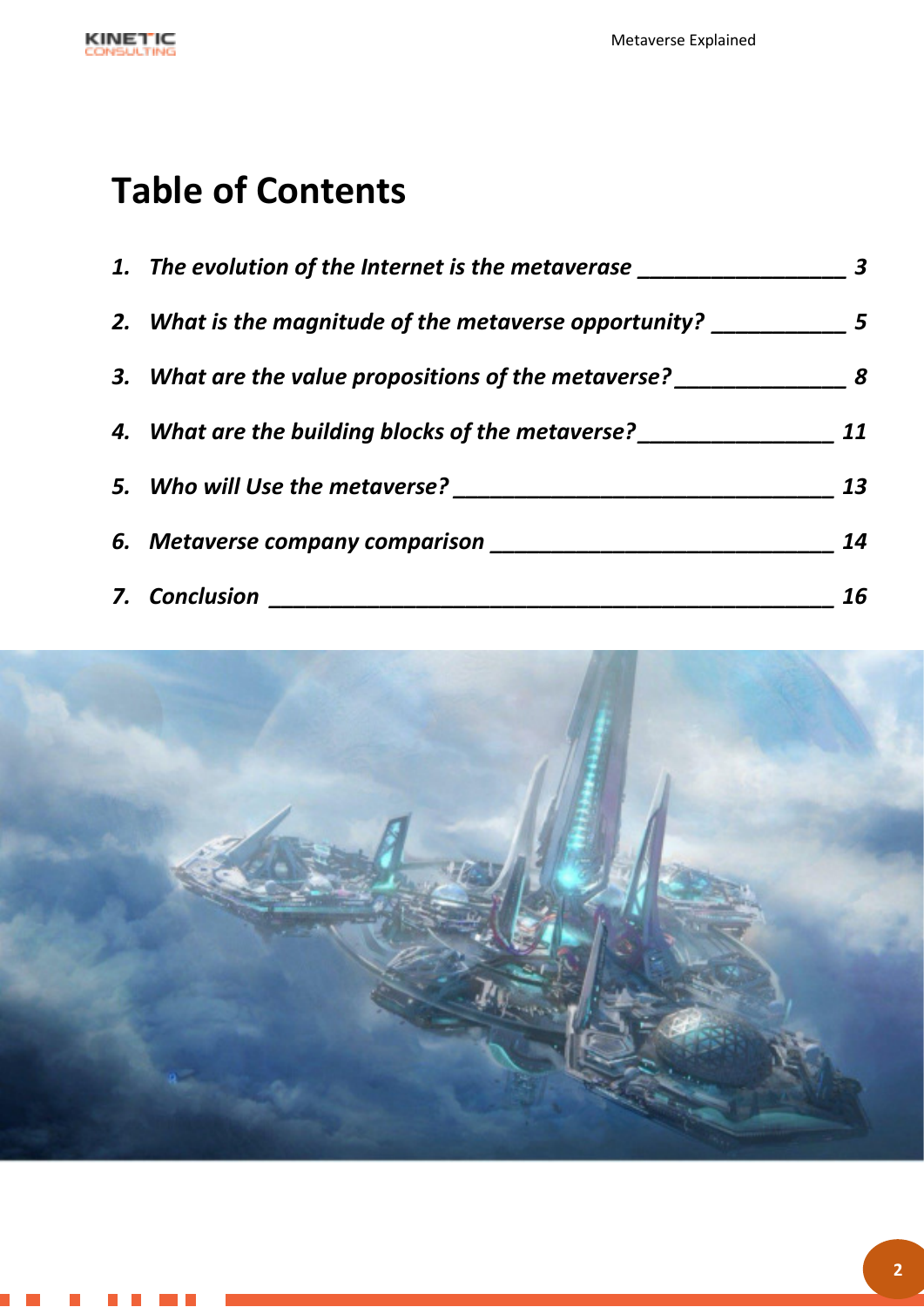# Table of Contents

1. *The evolution of the Internet is the metaverase* _________________ *3*
2. *What is the magnitude of the metaverse opportunity?* ___________ *5*
3. *What are the value propositions of the metaverse?* ______________ *8*
4. *What are the building blocks of the metaverse?* ________________ *11*
5. *Who will Use the metaverse?* _______________________________ *13*
6. *Metaverse company comparison* ____________________________ *14*
7. *Conclusion* ______________________________________________ *16*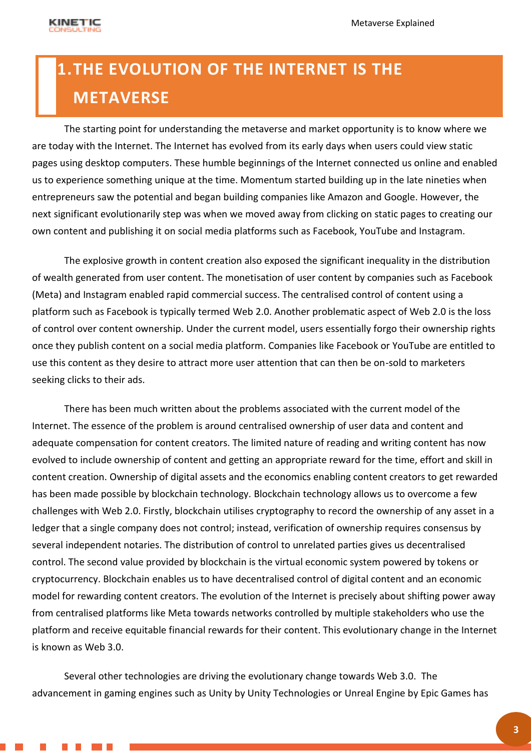# 1. THE EVOLUTION OF THE INTERNET IS THE METAVERSE

The starting point for understanding the metaverse and market opportunity is to know where we are today with the Internet. The Internet has evolved from its early days when users could view static pages using desktop computers. These humble beginnings of the Internet connected us online and enabled us to experience something unique at the time. Momentum started building up in the late nineties when entrepreneurs saw the potential and began building companies like Amazon and Google. However, the next significant evolutionarily step was when we moved away from clicking on static pages to creating our own content and publishing it on social media platforms such as Facebook, YouTube and Instagram.

The explosive growth in content creation also exposed the significant inequality in the distribution of wealth generated from user content. The monetisation of user content by companies such as Facebook (Meta) and Instagram enabled rapid commercial success. The centralised control of content using a platform such as Facebook is typically termed Web 2.0. Another problematic aspect of Web 2.0 is the loss of control over content ownership. Under the current model, users essentially forgo their ownership rights once they publish content on a social media platform. Companies like Facebook or YouTube are entitled to use this content as they desire to attract more user attention that can then be on-sold to marketers seeking clicks to their ads.

There has been much written about the problems associated with the current model of the Internet. The essence of the problem is around centralised ownership of user data and content and adequate compensation for content creators. The limited nature of reading and writing content has now evolved to include ownership of content and getting an appropriate reward for the time, effort and skill in content creation. Ownership of digital assets and the economics enabling content creators to get rewarded has been made possible by blockchain technology. Blockchain technology allows us to overcome a few challenges with Web 2.0. Firstly, blockchain utilises cryptography to record the ownership of any asset in a ledger that a single company does not control; instead, verification of ownership requires consensus by several independent notaries. The distribution of control to unrelated parties gives us decentralised control. The second value provided by blockchain is the virtual economic system powered by tokens or cryptocurrency. Blockchain enables us to have decentralised control of digital content and an economic model for rewarding content creators. The evolution of the Internet is precisely about shifting power away from centralised platforms like Meta towards networks controlled by multiple stakeholders who use the platform and receive equitable financial rewards for their content. This evolutionary change in the Internet is known as Web 3.0.

Several other technologies are driving the evolutionary change towards Web 3.0. The advancement in gaming engines such as Unity by Unity Technologies or Unreal Engine by Epic Games has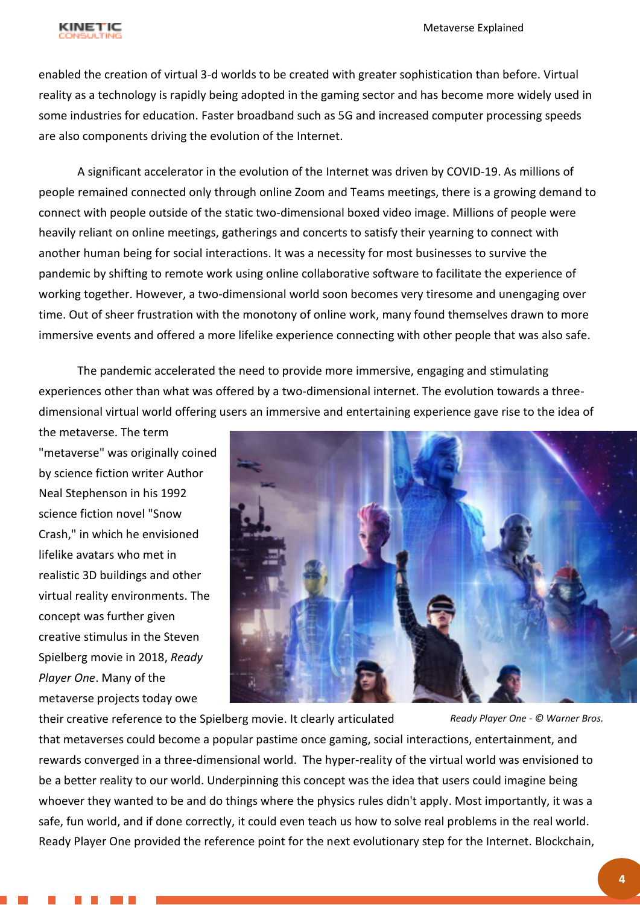enabled the creation of virtual 3-d worlds to be created with greater sophistication than before. Virtual reality as a technology is rapidly being adopted in the gaming sector and has become more widely used in some industries for education. Faster broadband such as 5G and increased computer processing speeds are also components driving the evolution of the Internet.

A significant accelerator in the evolution of the Internet was driven by COVID-19. As millions of people remained connected only through online Zoom and Teams meetings, there is a growing demand to connect with people outside of the static two-dimensional boxed video image. Millions of people were heavily reliant on online meetings, gatherings and concerts to satisfy their yearning to connect with another human being for social interactions. It was a necessity for most businesses to survive the pandemic by shifting to remote work using online collaborative software to facilitate the experience of working together. However, a two-dimensional world soon becomes very tiresome and unengaging over time. Out of sheer frustration with the monotony of online work, many found themselves drawn to more immersive events and offered a more lifelike experience connecting with other people that was also safe.

The pandemic accelerated the need to provide more immersive, engaging and stimulating experiences other than what was offered by a two-dimensional internet. The evolution towards a three-dimensional virtual world offering users an immersive and entertaining experience gave rise to the idea of the metaverse. The term "metaverse" was originally coined by science fiction writer Author Neal Stephenson in his 1992 science fiction novel "Snow Crash," in which he envisioned lifelike avatars who met in realistic 3D buildings and other virtual reality environments. The concept was further given creative stimulus in the Steven Spielberg movie in 2018, *Ready Player One*. Many of the metaverse projects today owe their creative reference to the Spielberg movie. It clearly articulated that metaverses could become a popular pastime once gaming, social interactions, entertainment, and rewards converged in a three-dimensional world. The hyper-reality of the virtual world was envisioned to be a better reality to our world. Underpinning this concept was the idea that users could imagine being whoever they wanted to be and do things where the physics rules didn't apply. Most importantly, it was a safe, fun world, and if done correctly, it could even teach us how to solve real problems in the real world. Ready Player One provided the reference point for the next evolutionary step for the Internet. Blockchain,

*Ready Player One - © Warner Bros.*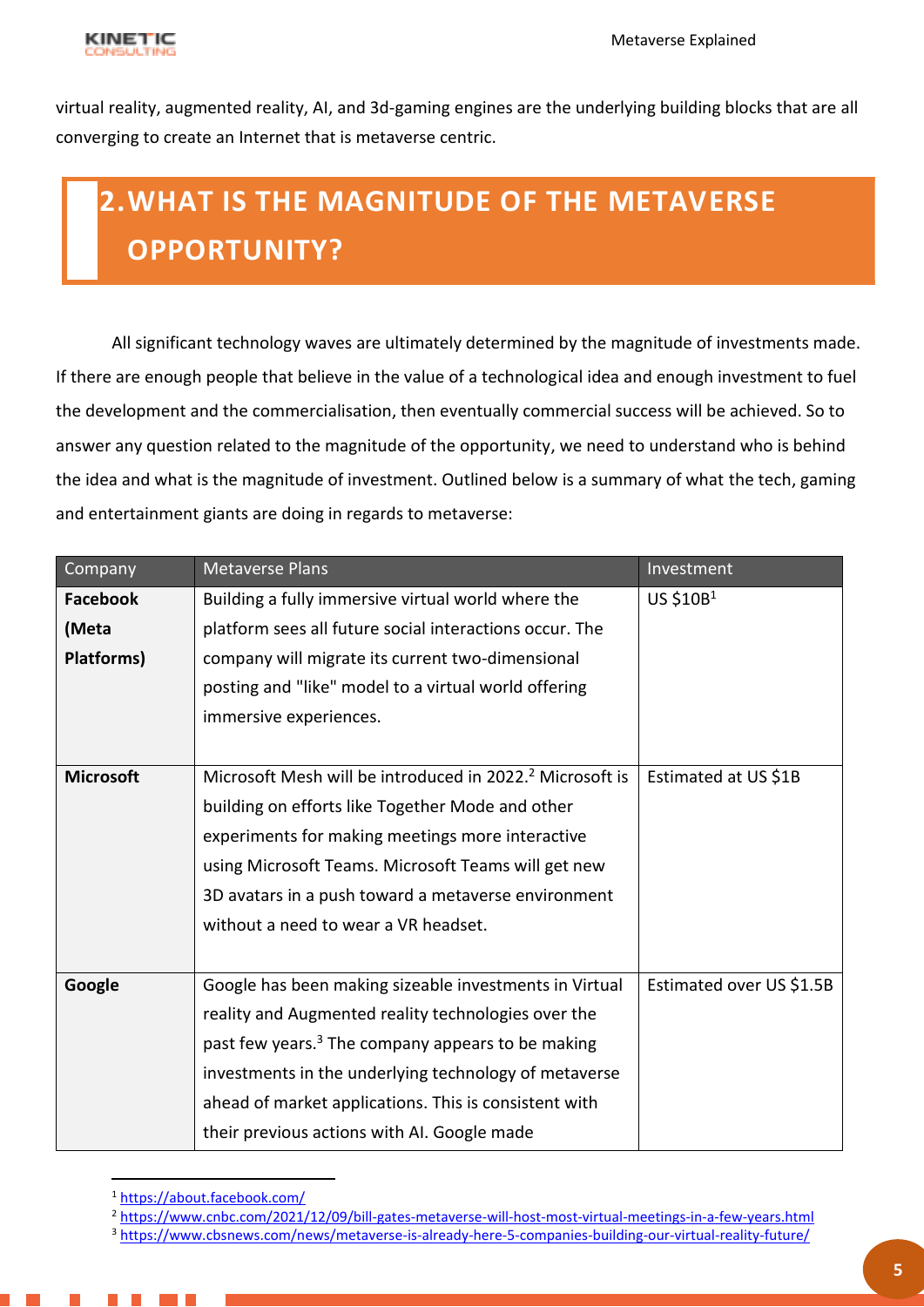virtual reality, augmented reality, AI, and 3d-gaming engines are the underlying building blocks that are all converging to create an Internet that is metaverse centric.

## 2. WHAT IS THE MAGNITUDE OF THE METAVERSE OPPORTUNITY?

All significant technology waves are ultimately determined by the magnitude of investments made. If there are enough people that believe in the value of a technological idea and enough investment to fuel the development and the commercialisation, then eventually commercial success will be achieved. So to answer any question related to the magnitude of the opportunity, we need to understand who is behind the idea and what is the magnitude of investment. Outlined below is a summary of what the tech, gaming and entertainment giants are doing in regards to metaverse:

| Company | Metaverse Plans | Investment |
| --- | --- | --- |
| **Facebook (Meta Platforms)** | Building a fully immersive virtual world where the platform sees all future social interactions occur. The company will migrate its current two-dimensional posting and "like" model to a virtual world offering immersive experiences. | US $10B[1] |
| **Microsoft** | Microsoft Mesh will be introduced in 2022.[2] Microsoft is building on efforts like Together Mode and other experiments for making meetings more interactive using Microsoft Teams. Microsoft Teams will get new 3D avatars in a push toward a metaverse environment without a need to wear a VR headset. | Estimated at US $1B |
| **Google** | Google has been making sizeable investments in Virtual reality and Augmented reality technologies over the past few years.[3] The company appears to be making investments in the underlying technology of metaverse ahead of market applications. This is consistent with their previous actions with AI. Google made | Estimated over US $1.5B |

[1] https://about.facebook.com/

[2] https://www.cnbc.com/2021/12/09/bill-gates-metaverse-will-host-most-virtual-meetings-in-a-few-years.html

[3] https://www.cbsnews.com/news/metaverse-is-already-here-5-companies-building-our-virtual-reality-future/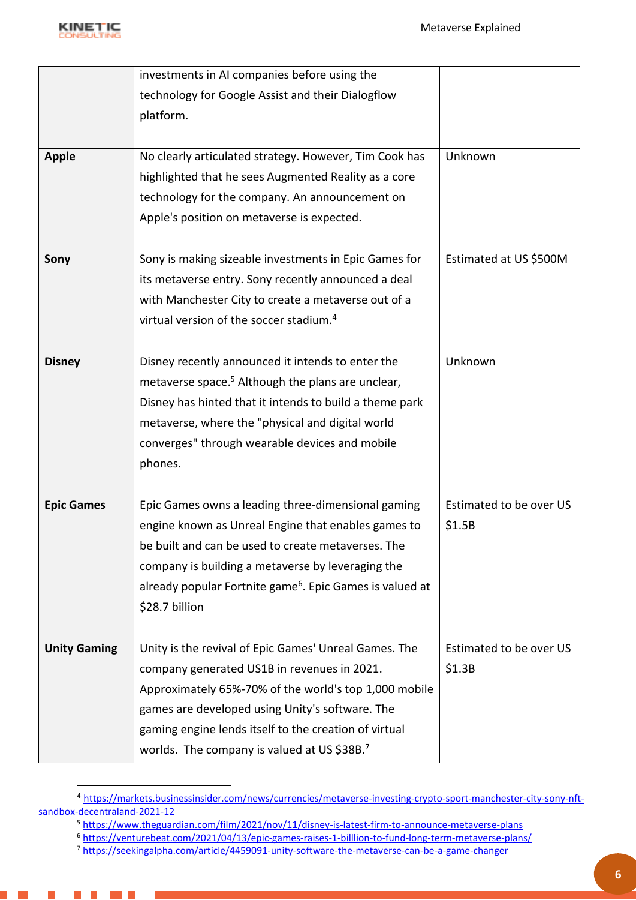|  |  |  |
|---|---|---|
|  | investments in AI companies before using the technology for Google Assist and their Dialogflow platform. |  |
| **Apple** | No clearly articulated strategy. However, Tim Cook has highlighted that he sees Augmented Reality as a core technology for the company. An announcement on Apple's position on metaverse is expected. | Unknown |
| **Sony** | Sony is making sizeable investments in Epic Games for its metaverse entry. Sony recently announced a deal with Manchester City to create a metaverse out of a virtual version of the soccer stadium.[4] | Estimated at US $500M |
| **Disney** | Disney recently announced it intends to enter the metaverse space.[5] Although the plans are unclear, Disney has hinted that it intends to build a theme park metaverse, where the "physical and digital world converges" through wearable devices and mobile phones. | Unknown |
| **Epic Games** | Epic Games owns a leading three-dimensional gaming engine known as Unreal Engine that enables games to be built and can be used to create metaverses. The company is building a metaverse by leveraging the already popular Fortnite game[6]. Epic Games is valued at $28.7 billion | Estimated to be over US $1.5B |
| **Unity Gaming** | Unity is the revival of Epic Games' Unreal Games. The company generated US1B in revenues in 2021. Approximately 65%-70% of the world's top 1,000 mobile games are developed using Unity's software. The gaming engine lends itself to the creation of virtual worlds. The company is valued at US $38B.[7] | Estimated to be over US $1.3B |

[4] https://markets.businessinsider.com/news/currencies/metaverse-investing-crypto-sport-manchester-city-sony-nft-sandbox-decentraland-2021-12

[5] https://www.theguardian.com/film/2021/nov/11/disney-is-latest-firm-to-announce-metaverse-plans

[6] https://venturebeat.com/2021/04/13/epic-games-raises-1-billlion-to-fund-long-term-metaverse-plans/

[7] https://seekingalpha.com/article/4459091-unity-software-the-metaverse-can-be-a-game-changer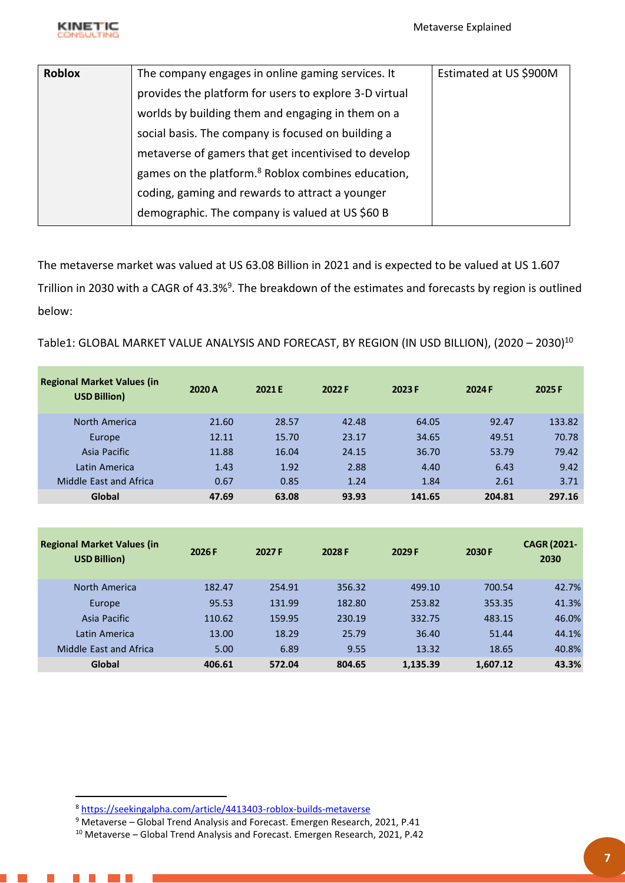| Roblox | The company engages in online gaming services. It provides the platform for users to explore 3-D virtual worlds by building them and engaging in them on a social basis. The company is focused on building a metaverse of gamers that get incentivised to develop games on the platform.[8] Roblox combines education, coding, gaming and rewards to attract a younger demographic. The company is valued at US $60 B | Estimated at US $900M |
|---|---|---|

The metaverse market was valued at US 63.08 Billion in 2021 and is expected to be valued at US 1.607 Trillion in 2030 with a CAGR of 43.3%[9]. The breakdown of the estimates and forecasts by region is outlined below:

Table1: GLOBAL MARKET VALUE ANALYSIS AND FORECAST, BY REGION (IN USD BILLION), (2020 – 2030)[10]

| Regional Market Values (in USD Billion) | 2020 A | 2021 E | 2022 F | 2023 F | 2024 F | 2025 F |
|---|---|---|---|---|---|---|
| North America | 21.60 | 28.57 | 42.48 | 64.05 | 92.47 | 133.82 |
| Europe | 12.11 | 15.70 | 23.17 | 34.65 | 49.51 | 70.78 |
| Asia Pacific | 11.88 | 16.04 | 24.15 | 36.70 | 53.79 | 79.42 |
| Latin America | 1.43 | 1.92 | 2.88 | 4.40 | 6.43 | 9.42 |
| Middle East and Africa | 0.67 | 0.85 | 1.24 | 1.84 | 2.61 | 3.71 |
| **Global** | **47.69** | **63.08** | **93.93** | **141.65** | **204.81** | **297.16** |

| Regional Market Values (in USD Billion) | 2026 F | 2027 F | 2028 F | 2029 F | 2030 F | CAGR (2021-2030 |
|---|---|---|---|---|---|---|
| North America | 182.47 | 254.91 | 356.32 | 499.10 | 700.54 | 42.7% |
| Europe | 95.53 | 131.99 | 182.80 | 253.82 | 353.35 | 41.3% |
| Asia Pacific | 110.62 | 159.95 | 230.19 | 332.75 | 483.15 | 46.0% |
| Latin America | 13.00 | 18.29 | 25.79 | 36.40 | 51.44 | 44.1% |
| Middle East and Africa | 5.00 | 6.89 | 9.55 | 13.32 | 18.65 | 40.8% |
| **Global** | **406.61** | **572.04** | **804.65** | **1,135.39** | **1,607.12** | **43.3%** |

[8] https://seekingalpha.com/article/4413403-roblox-builds-metaverse

[9] Metaverse – Global Trend Analysis and Forecast. Emergen Research, 2021, P.41

[10] Metaverse – Global Trend Analysis and Forecast. Emergen Research, 2021, P.42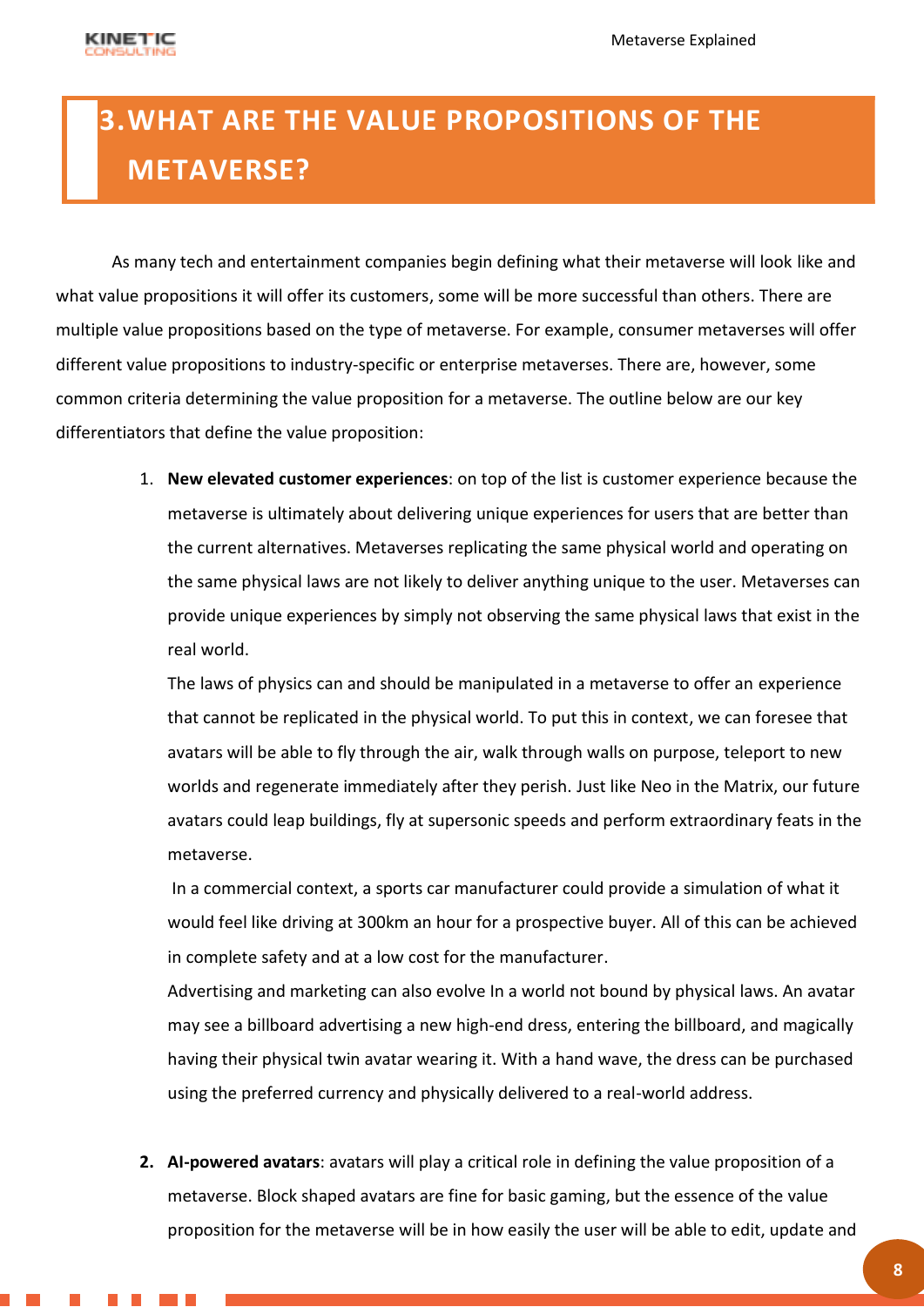# 3. WHAT ARE THE VALUE PROPOSITIONS OF THE METAVERSE?

As many tech and entertainment companies begin defining what their metaverse will look like and what value propositions it will offer its customers, some will be more successful than others. There are multiple value propositions based on the type of metaverse. For example, consumer metaverses will offer different value propositions to industry-specific or enterprise metaverses. There are, however, some common criteria determining the value proposition for a metaverse. The outline below are our key differentiators that define the value proposition:

1. **New elevated customer experiences**: on top of the list is customer experience because the metaverse is ultimately about delivering unique experiences for users that are better than the current alternatives. Metaverses replicating the same physical world and operating on the same physical laws are not likely to deliver anything unique to the user. Metaverses can provide unique experiences by simply not observing the same physical laws that exist in the real world.

   The laws of physics can and should be manipulated in a metaverse to offer an experience that cannot be replicated in the physical world. To put this in context, we can foresee that avatars will be able to fly through the air, walk through walls on purpose, teleport to new worlds and regenerate immediately after they perish. Just like Neo in the Matrix, our future avatars could leap buildings, fly at supersonic speeds and perform extraordinary feats in the metaverse.

   In a commercial context, a sports car manufacturer could provide a simulation of what it would feel like driving at 300km an hour for a prospective buyer. All of this can be achieved in complete safety and at a low cost for the manufacturer.

   Advertising and marketing can also evolve In a world not bound by physical laws. An avatar may see a billboard advertising a new high-end dress, entering the billboard, and magically having their physical twin avatar wearing it. With a hand wave, the dress can be purchased using the preferred currency and physically delivered to a real-world address.

2. **AI-powered avatars**: avatars will play a critical role in defining the value proposition of a metaverse. Block shaped avatars are fine for basic gaming, but the essence of the value proposition for the metaverse will be in how easily the user will be able to edit, update and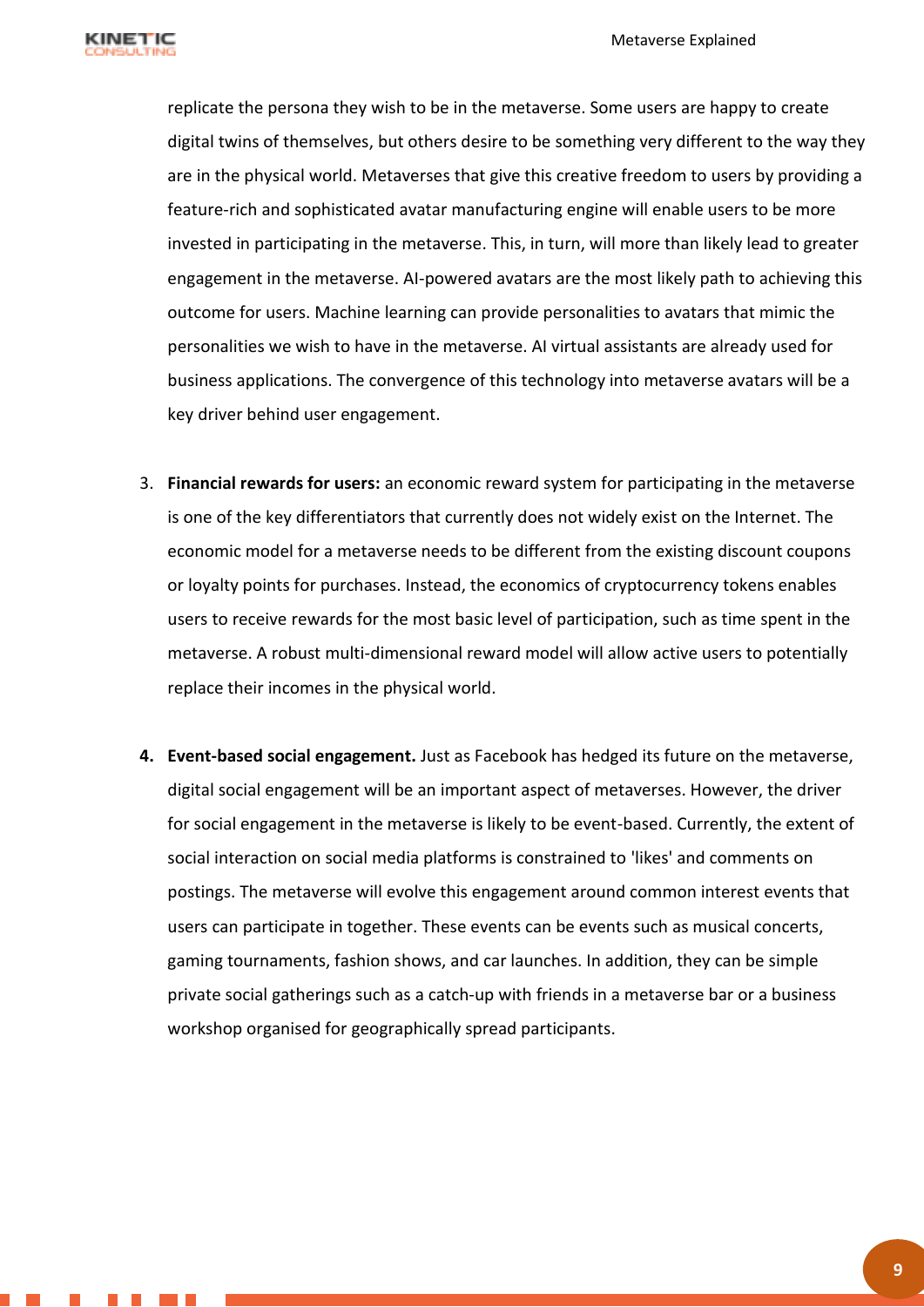replicate the persona they wish to be in the metaverse. Some users are happy to create digital twins of themselves, but others desire to be something very different to the way they are in the physical world. Metaverses that give this creative freedom to users by providing a feature-rich and sophisticated avatar manufacturing engine will enable users to be more invested in participating in the metaverse. This, in turn, will more than likely lead to greater engagement in the metaverse. AI-powered avatars are the most likely path to achieving this outcome for users. Machine learning can provide personalities to avatars that mimic the personalities we wish to have in the metaverse. AI virtual assistants are already used for business applications. The convergence of this technology into metaverse avatars will be a key driver behind user engagement.

3. **Financial rewards for users:** an economic reward system for participating in the metaverse is one of the key differentiators that currently does not widely exist on the Internet. The economic model for a metaverse needs to be different from the existing discount coupons or loyalty points for purchases. Instead, the economics of cryptocurrency tokens enables users to receive rewards for the most basic level of participation, such as time spent in the metaverse. A robust multi-dimensional reward model will allow active users to potentially replace their incomes in the physical world.

4. **Event-based social engagement.** Just as Facebook has hedged its future on the metaverse, digital social engagement will be an important aspect of metaverses. However, the driver for social engagement in the metaverse is likely to be event-based. Currently, the extent of social interaction on social media platforms is constrained to 'likes' and comments on postings. The metaverse will evolve this engagement around common interest events that users can participate in together. These events can be events such as musical concerts, gaming tournaments, fashion shows, and car launches. In addition, they can be simple private social gatherings such as a catch-up with friends in a metaverse bar or a business workshop organised for geographically spread participants.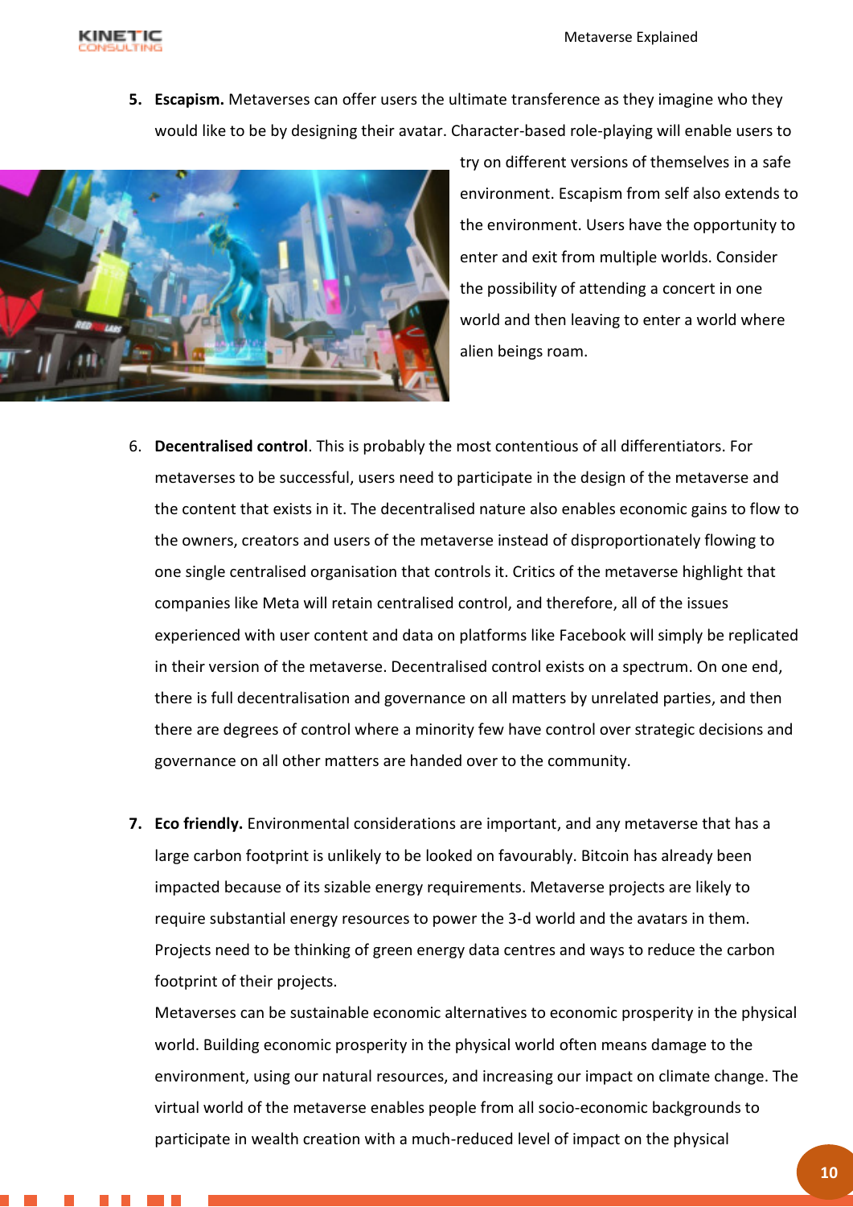5. **Escapism.** Metaverses can offer users the ultimate transference as they imagine who they would like to be by designing their avatar. Character-based role-playing will enable users to try on different versions of themselves in a safe environment. Escapism from self also extends to the environment. Users have the opportunity to enter and exit from multiple worlds. Consider the possibility of attending a concert in one world and then leaving to enter a world where alien beings roam.

6. **Decentralised control**. This is probably the most contentious of all differentiators. For metaverses to be successful, users need to participate in the design of the metaverse and the content that exists in it. The decentralised nature also enables economic gains to flow to the owners, creators and users of the metaverse instead of disproportionately flowing to one single centralised organisation that controls it. Critics of the metaverse highlight that companies like Meta will retain centralised control, and therefore, all of the issues experienced with user content and data on platforms like Facebook will simply be replicated in their version of the metaverse. Decentralised control exists on a spectrum. On one end, there is full decentralisation and governance on all matters by unrelated parties, and then there are degrees of control where a minority few have control over strategic decisions and governance on all other matters are handed over to the community.

7. **Eco friendly.** Environmental considerations are important, and any metaverse that has a large carbon footprint is unlikely to be looked on favourably. Bitcoin has already been impacted because of its sizable energy requirements. Metaverse projects are likely to require substantial energy resources to power the 3-d world and the avatars in them. Projects need to be thinking of green energy data centres and ways to reduce the carbon footprint of their projects.

   Metaverses can be sustainable economic alternatives to economic prosperity in the physical world. Building economic prosperity in the physical world often means damage to the environment, using our natural resources, and increasing our impact on climate change. The virtual world of the metaverse enables people from all socio-economic backgrounds to participate in wealth creation with a much-reduced level of impact on the physical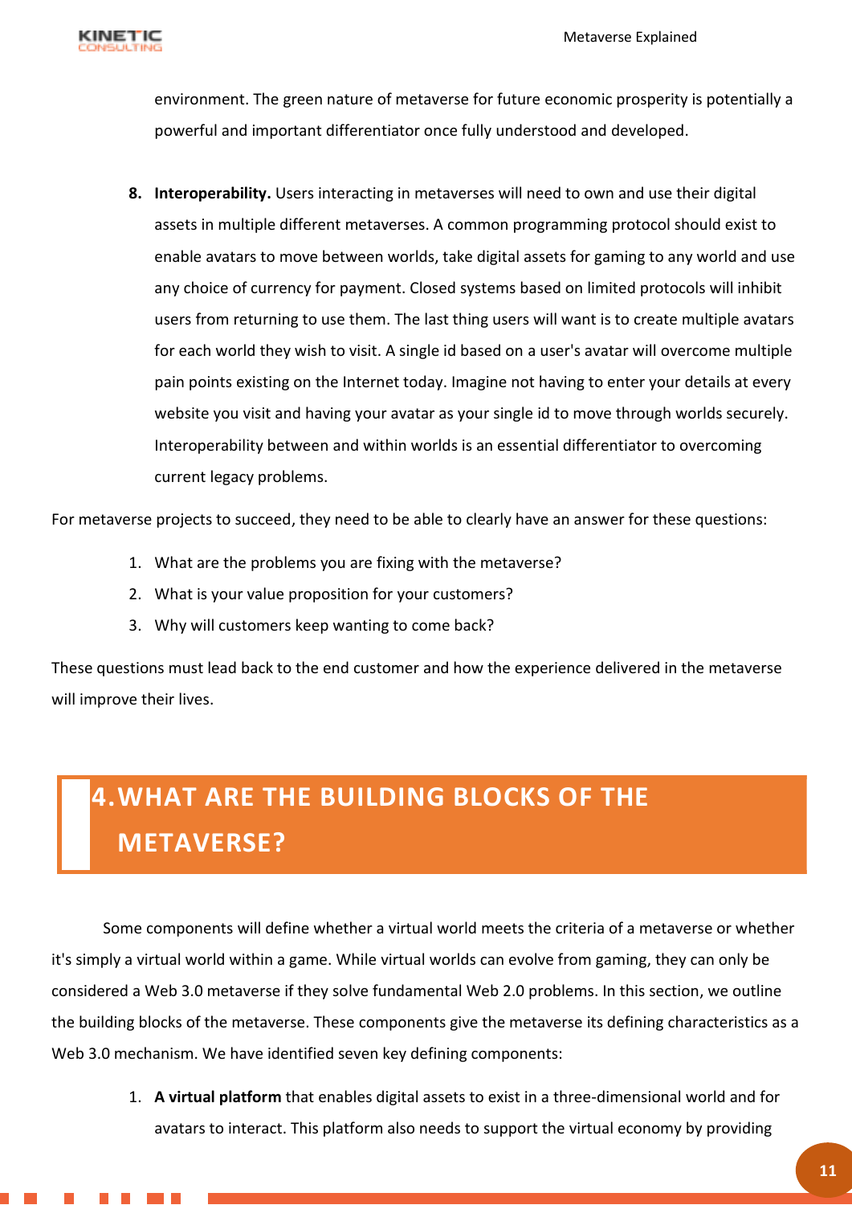environment. The green nature of metaverse for future economic prosperity is potentially a powerful and important differentiator once fully understood and developed.

8. **Interoperability.** Users interacting in metaverses will need to own and use their digital assets in multiple different metaverses. A common programming protocol should exist to enable avatars to move between worlds, take digital assets for gaming to any world and use any choice of currency for payment. Closed systems based on limited protocols will inhibit users from returning to use them. The last thing users will want is to create multiple avatars for each world they wish to visit. A single id based on a user's avatar will overcome multiple pain points existing on the Internet today. Imagine not having to enter your details at every website you visit and having your avatar as your single id to move through worlds securely. Interoperability between and within worlds is an essential differentiator to overcoming current legacy problems.

For metaverse projects to succeed, they need to be able to clearly have an answer for these questions:

1. What are the problems you are fixing with the metaverse?
2. What is your value proposition for your customers?
3. Why will customers keep wanting to come back?

These questions must lead back to the end customer and how the experience delivered in the metaverse will improve their lives.

# 4. WHAT ARE THE BUILDING BLOCKS OF THE METAVERSE?

Some components will define whether a virtual world meets the criteria of a metaverse or whether it's simply a virtual world within a game. While virtual worlds can evolve from gaming, they can only be considered a Web 3.0 metaverse if they solve fundamental Web 2.0 problems. In this section, we outline the building blocks of the metaverse. These components give the metaverse its defining characteristics as a Web 3.0 mechanism. We have identified seven key defining components:

1. **A virtual platform** that enables digital assets to exist in a three-dimensional world and for avatars to interact. This platform also needs to support the virtual economy by providing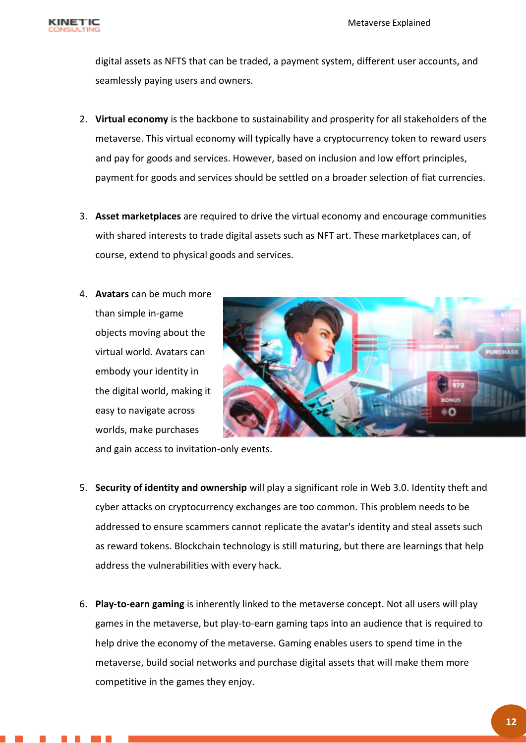digital assets as NFTS that can be traded, a payment system, different user accounts, and seamlessly paying users and owners.

2. **Virtual economy** is the backbone to sustainability and prosperity for all stakeholders of the metaverse. This virtual economy will typically have a cryptocurrency token to reward users and pay for goods and services. However, based on inclusion and low effort principles, payment for goods and services should be settled on a broader selection of fiat currencies.

3. **Asset marketplaces** are required to drive the virtual economy and encourage communities with shared interests to trade digital assets such as NFT art. These marketplaces can, of course, extend to physical goods and services.

4. **Avatars** can be much more than simple in-game objects moving about the virtual world. Avatars can embody your identity in the digital world, making it easy to navigate across worlds, make purchases and gain access to invitation-only events.

5. **Security of identity and ownership** will play a significant role in Web 3.0. Identity theft and cyber attacks on cryptocurrency exchanges are too common. This problem needs to be addressed to ensure scammers cannot replicate the avatar's identity and steal assets such as reward tokens. Blockchain technology is still maturing, but there are learnings that help address the vulnerabilities with every hack.

6. **Play-to-earn gaming** is inherently linked to the metaverse concept. Not all users will play games in the metaverse, but play-to-earn gaming taps into an audience that is required to help drive the economy of the metaverse. Gaming enables users to spend time in the metaverse, build social networks and purchase digital assets that will make them more competitive in the games they enjoy.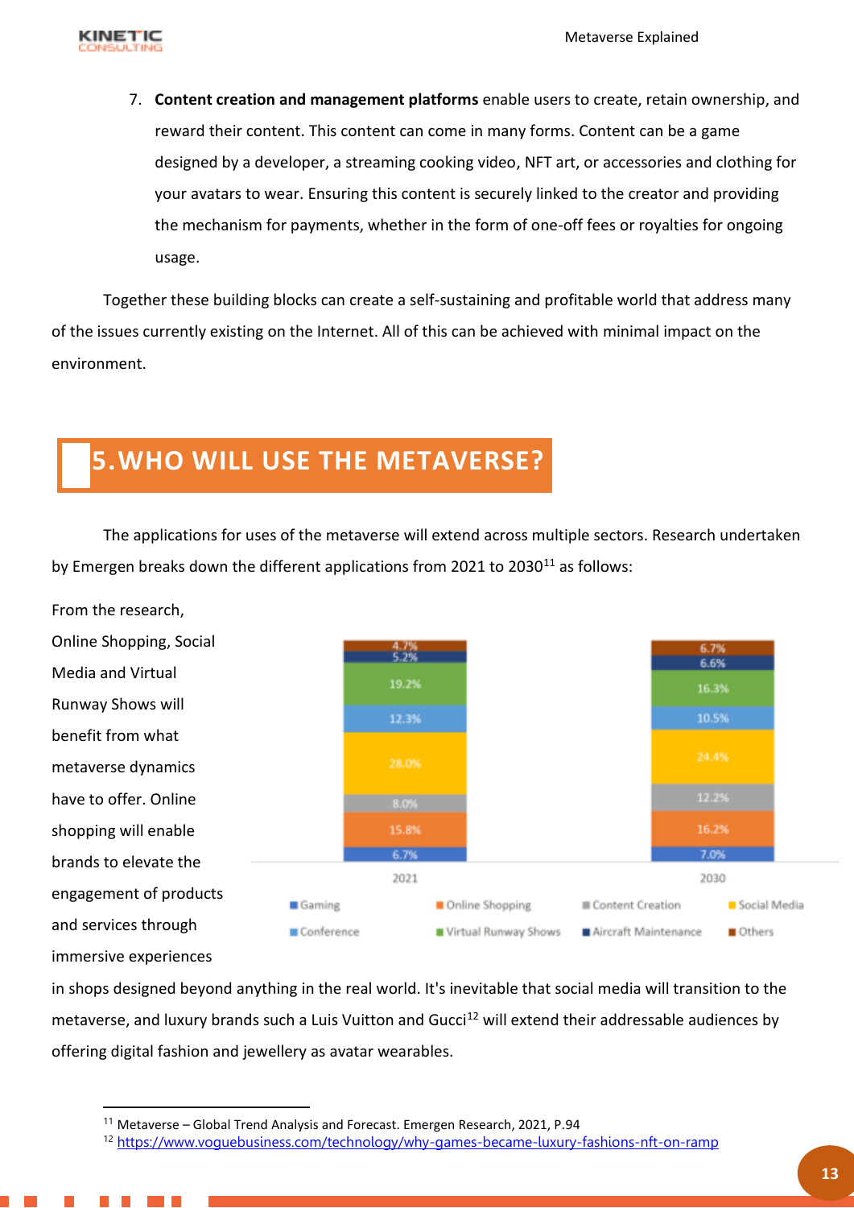7. **Content creation and management platforms** enable users to create, retain ownership, and reward their content. This content can come in many forms. Content can be a game designed by a developer, a streaming cooking video, NFT art, or accessories and clothing for your avatars to wear. Ensuring this content is securely linked to the creator and providing the mechanism for payments, whether in the form of one-off fees or royalties for ongoing usage.

Together these building blocks can create a self-sustaining and profitable world that address many of the issues currently existing on the Internet. All of this can be achieved with minimal impact on the environment.

# 5. WHO WILL USE THE METAVERSE?

The applications for uses of the metaverse will extend across multiple sectors. Research undertaken by Emergen breaks down the different applications from 2021 to 2030[11] as follows:

| | 2021 | 2030 |
|---|---|---|
| Gaming | 6.7% | 7.0% |
| Online Shopping | 15.8% | 16.2% |
| Content Creation | 8.0% | 12.2% |
| Social Media | 28.0% | 24.4% |
| Conference | 12.3% | 10.5% |
| Virtual Runway Shows | 19.2% | 16.3% |
| Aircraft Maintenance | 5.2% | 6.6% |
| Others | 4.7% | 6.7% |

From the research, Online Shopping, Social Media and Virtual Runway Shows will benefit from what metaverse dynamics have to offer. Online shopping will enable brands to elevate the engagement of products and services through immersive experiences in shops designed beyond anything in the real world. It's inevitable that social media will transition to the metaverse, and luxury brands such a Luis Vuitton and Gucci[12] will extend their addressable audiences by offering digital fashion and jewellery as avatar wearables.

---

[11] Metaverse – Global Trend Analysis and Forecast. Emergen Research, 2021, P.94

[12] https://www.voguebusiness.com/technology/why-games-became-luxury-fashions-nft-on-ramp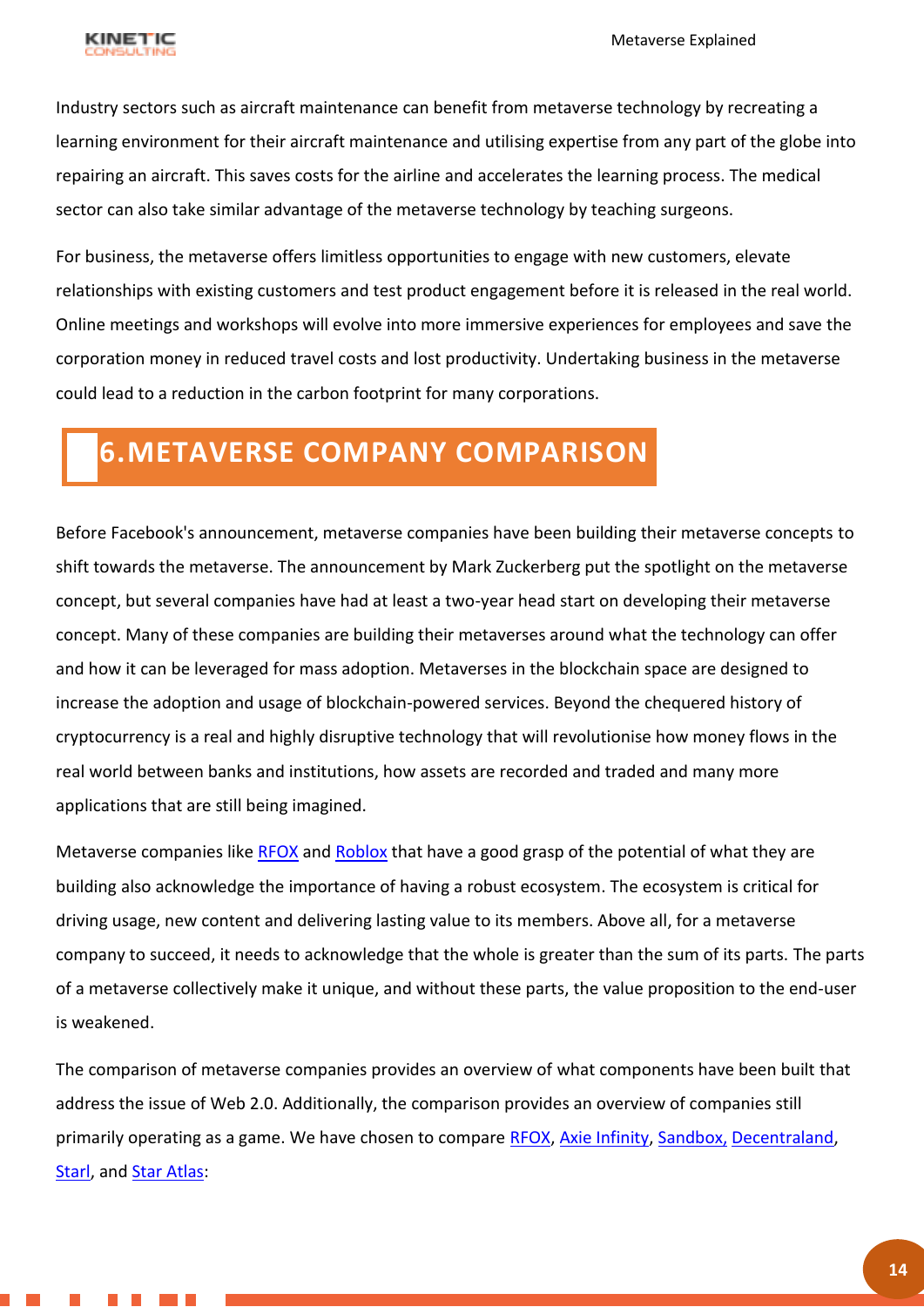Industry sectors such as aircraft maintenance can benefit from metaverse technology by recreating a learning environment for their aircraft maintenance and utilising expertise from any part of the globe into repairing an aircraft. This saves costs for the airline and accelerates the learning process. The medical sector can also take similar advantage of the metaverse technology by teaching surgeons.

For business, the metaverse offers limitless opportunities to engage with new customers, elevate relationships with existing customers and test product engagement before it is released in the real world. Online meetings and workshops will evolve into more immersive experiences for employees and save the corporation money in reduced travel costs and lost productivity. Undertaking business in the metaverse could lead to a reduction in the carbon footprint for many corporations.

# 6. METAVERSE COMPANY COMPARISON

Before Facebook's announcement, metaverse companies have been building their metaverse concepts to shift towards the metaverse. The announcement by Mark Zuckerberg put the spotlight on the metaverse concept, but several companies have had at least a two-year head start on developing their metaverse concept. Many of these companies are building their metaverses around what the technology can offer and how it can be leveraged for mass adoption. Metaverses in the blockchain space are designed to increase the adoption and usage of blockchain-powered services. Beyond the chequered history of cryptocurrency is a real and highly disruptive technology that will revolutionise how money flows in the real world between banks and institutions, how assets are recorded and traded and many more applications that are still being imagined.

Metaverse companies like RFOX and Roblox that have a good grasp of the potential of what they are building also acknowledge the importance of having a robust ecosystem. The ecosystem is critical for driving usage, new content and delivering lasting value to its members. Above all, for a metaverse company to succeed, it needs to acknowledge that the whole is greater than the sum of its parts. The parts of a metaverse collectively make it unique, and without these parts, the value proposition to the end-user is weakened.

The comparison of metaverse companies provides an overview of what components have been built that address the issue of Web 2.0. Additionally, the comparison provides an overview of companies still primarily operating as a game. We have chosen to compare RFOX, Axie Infinity, Sandbox, Decentraland, Starl, and Star Atlas: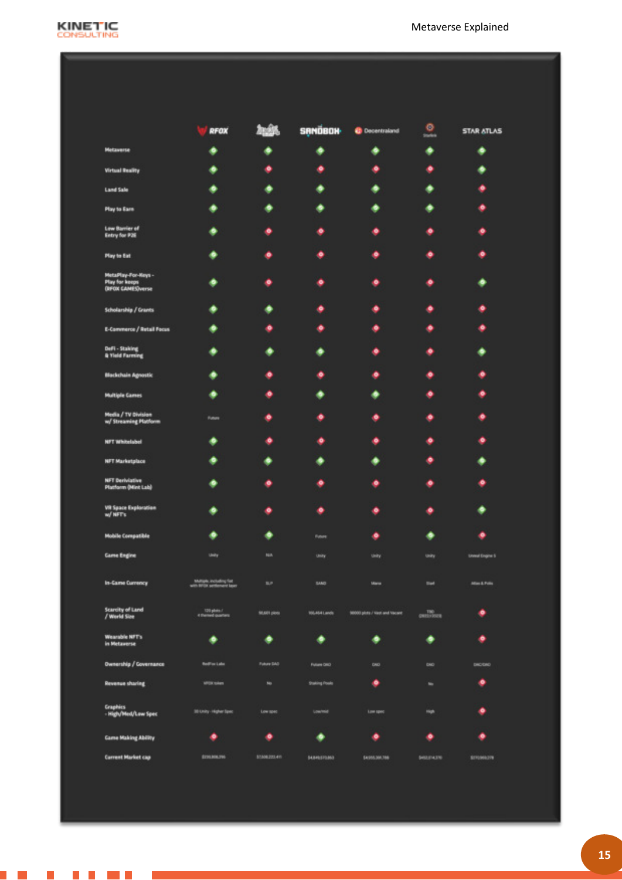| | RFOX | Axie Infinity | SANDBOX | Decentraland | Starlink | STAR ATLAS |
|---|---|---|---|---|---|---|
| Metaverse | ✓ | ✓ | ✓ | ✓ | ✓ | ✓ |
| Virtual Reality | ✓ | ✗ | ✗ | ✗ | ✗ | ✓ |
| Land Sale | ✓ | ✓ | ✓ | ✓ | ✓ | ✗ |
| Play to Earn | ✓ | ✓ | ✓ | ✓ | ✓ | ✗ |
| Low Barrier of Entry for P2E | ✓ | ✗ | ✗ | ✗ | ✗ | ✗ |
| Play to Eat | ✓ | ✗ | ✗ | ✗ | ✗ | ✗ |
| MetaPlay-For-Keys - Play for keeps (RFOX GAMES)verse | ✓ | ✗ | ✗ | ✗ | ✗ | ✓ |
| Scholarship / Grants | ✓ | ✓ | ✗ | ✗ | ✗ | ✗ |
| E-Commerce / Retail Focus | ✓ | ✗ | ✗ | ✗ | ✗ | ✗ |
| DeFi - Staking & Yield Farming | ✓ | ✓ | ✓ | ✗ | ✗ | ✓ |
| Blockchain Agnostic | ✓ | ✗ | ✗ | ✗ | ✗ | ✗ |
| Multiple Games | ✓ | ✗ | ✓ | ✓ | ✗ | ✗ |
| Media / TV Division w/ Streaming Platform | Future | ✗ | ✗ | ✗ | ✗ | ✗ |
| NFT Whitelabel | ✓ | ✗ | ✗ | ✗ | ✗ | ✗ |
| NFT Marketplace | ✓ | ✓ | ✓ | ✓ | ✗ | ✓ |
| NFT Derivative Platform (Mint Lab) | ✓ | ✗ | ✗ | ✗ | ✗ | ✗ |
| VR Space Exploration w/ NFT's | ✓ | ✗ | ✗ | ✗ | ✗ | ✓ |
| Mobile Compatible | ✓ | ✓ | Future | ✗ | ✓ | ✗ |
| Game Engine | Unity | N/A | Unity | Unity | Unity | Unreal Engine 5 |
| In-Game Currency | Multiple, including fiat with RFOX settlement layer | SLP | SAND | Mana | Starl | Atlas & Polis |
| Scarcity of Land / World Size | 120 plots / 4 themed quarters | 90,601 plots | 166,464 Lands | 90000 plots / Vast and Vacant | TBD (2022/2023) | ✗ |
| Wearable NFT's in Metaverse | ✓ | ✓ | ✓ | ✓ | ✓ | ✗ |
| Ownership / Governance | RedFox Labs | Future DAO | Future DAO | DAO | DAO | DAC/DAO |
| Revenue sharing | VFOX token | No | Staking Pools | ✗ | No | ✗ |
| Graphics - High/Med/Low Spec | 3D Unity - Higher Spec | Low spec | Low/mid | Low spec | High | ✗ |
| Game Making Ability | ✗ | ✗ | ✓ | ✗ | ✗ | ✗ |
| Current Market cap | $133,808,296 | $7,508,223,411 | $4,849,570,863 | $4,955,381,788 | $452,614,370 | $170,969,278 |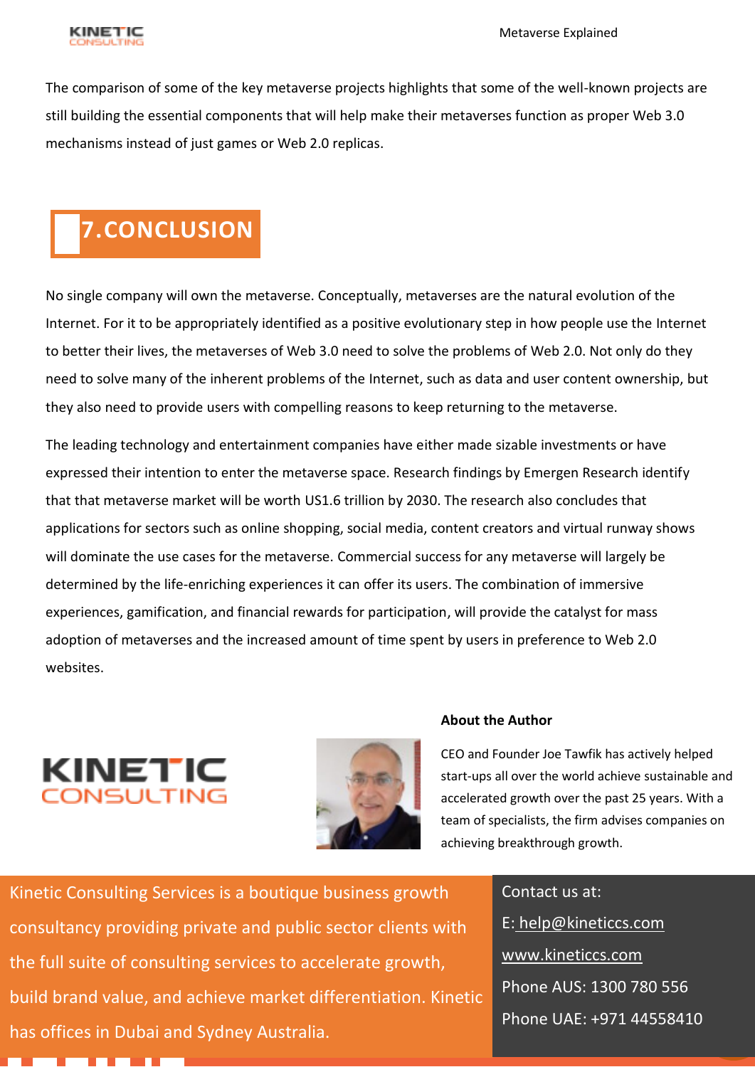The comparison of some of the key metaverse projects highlights that some of the well-known projects are still building the essential components that will help make their metaverses function as proper Web 3.0 mechanisms instead of just games or Web 2.0 replicas.

# 7. CONCLUSION

No single company will own the metaverse. Conceptually, metaverses are the natural evolution of the Internet. For it to be appropriately identified as a positive evolutionary step in how people use the Internet to better their lives, the metaverses of Web 3.0 need to solve the problems of Web 2.0. Not only do they need to solve many of the inherent problems of the Internet, such as data and user content ownership, but they also need to provide users with compelling reasons to keep returning to the metaverse.

The leading technology and entertainment companies have either made sizable investments or have expressed their intention to enter the metaverse space. Research findings by Emergen Research identify that that metaverse market will be worth US1.6 trillion by 2030. The research also concludes that applications for sectors such as online shopping, social media, content creators and virtual runway shows will dominate the use cases for the metaverse. Commercial success for any metaverse will largely be determined by the life-enriching experiences it can offer its users. The combination of immersive experiences, gamification, and financial rewards for participation, will provide the catalyst for mass adoption of metaverses and the increased amount of time spent by users in preference to Web 2.0 websites.

KINETIC CONSULTING

**About the Author**

CEO and Founder Joe Tawfik has actively helped start-ups all over the world achieve sustainable and accelerated growth over the past 25 years. With a team of specialists, the firm advises companies on achieving breakthrough growth.

Kinetic Consulting Services is a boutique business growth consultancy providing private and public sector clients with the full suite of consulting services to accelerate growth, build brand value, and achieve market differentiation. Kinetic has offices in Dubai and Sydney Australia.

Contact us at:

E: help@kineticcs.com

www.kineticcs.com

Phone AUS: 1300 780 556

Phone UAE: +971 44558410